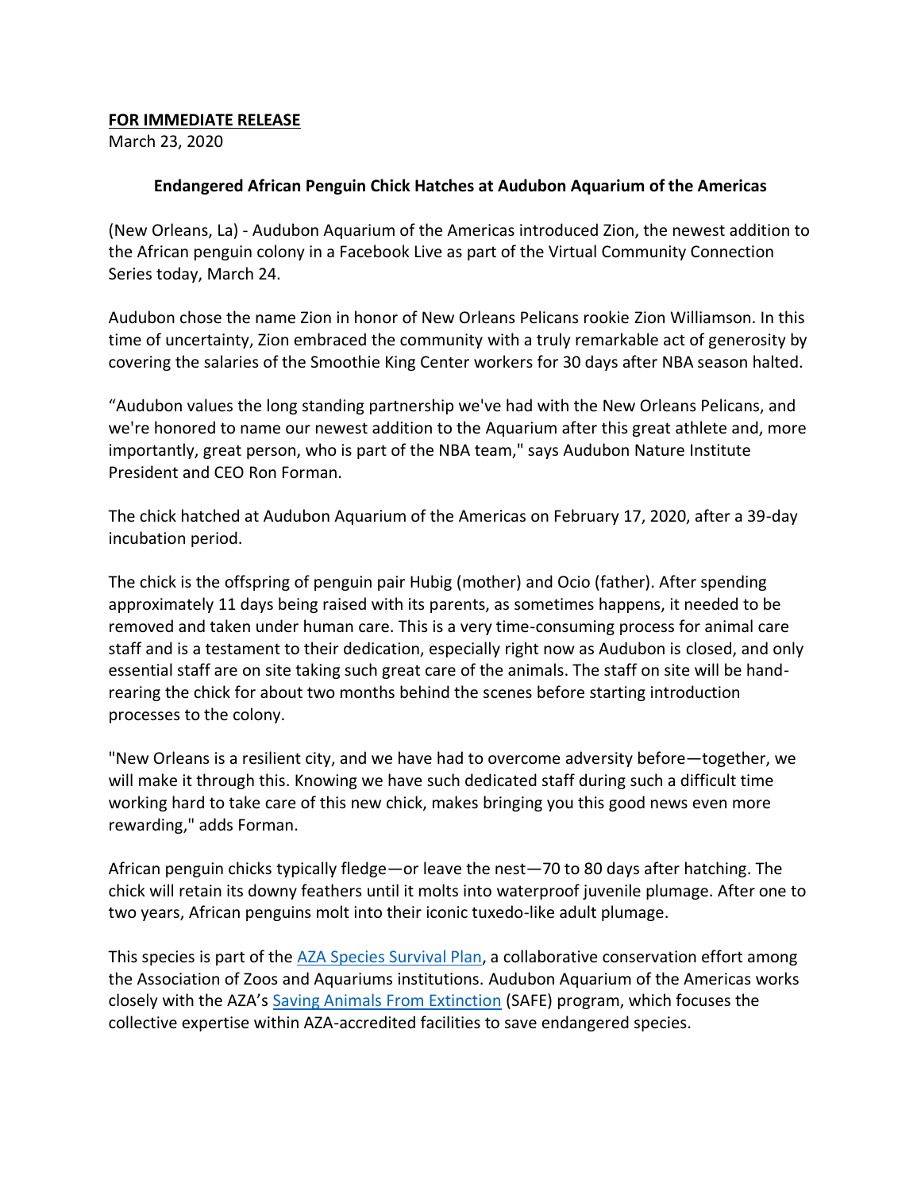**FOR IMMEDIATE RELEASE**

March 23, 2020

**Endangered African Penguin Chick Hatches at Audubon Aquarium of the Americas**

(New Orleans, La) - Audubon Aquarium of the Americas introduced Zion, the newest addition to the African penguin colony in a Facebook Live as part of the Virtual Community Connection Series today, March 24.

Audubon chose the name Zion in honor of New Orleans Pelicans rookie Zion Williamson. In this time of uncertainty, Zion embraced the community with a truly remarkable act of generosity by covering the salaries of the Smoothie King Center workers for 30 days after NBA season halted.

"Audubon values the long standing partnership we've had with the New Orleans Pelicans, and we're honored to name our newest addition to the Aquarium after this great athlete and, more importantly, great person, who is part of the NBA team," says Audubon Nature Institute President and CEO Ron Forman.

The chick hatched at Audubon Aquarium of the Americas on February 17, 2020, after a 39-day incubation period.

The chick is the offspring of penguin pair Hubig (mother) and Ocio (father). After spending approximately 11 days being raised with its parents, as sometimes happens, it needed to be removed and taken under human care. This is a very time-consuming process for animal care staff and is a testament to their dedication, especially right now as Audubon is closed, and only essential staff are on site taking such great care of the animals. The staff on site will be hand-rearing the chick for about two months behind the scenes before starting introduction processes to the colony.

"New Orleans is a resilient city, and we have had to overcome adversity before—together, we will make it through this. Knowing we have such dedicated staff during such a difficult time working hard to take care of this new chick, makes bringing you this good news even more rewarding," adds Forman.

African penguin chicks typically fledge—or leave the nest—70 to 80 days after hatching. The chick will retain its downy feathers until it molts into waterproof juvenile plumage. After one to two years, African penguins molt into their iconic tuxedo-like adult plumage.

This species is part of the AZA Species Survival Plan, a collaborative conservation effort among the Association of Zoos and Aquariums institutions. Audubon Aquarium of the Americas works closely with the AZA's Saving Animals From Extinction (SAFE) program, which focuses the collective expertise within AZA-accredited facilities to save endangered species.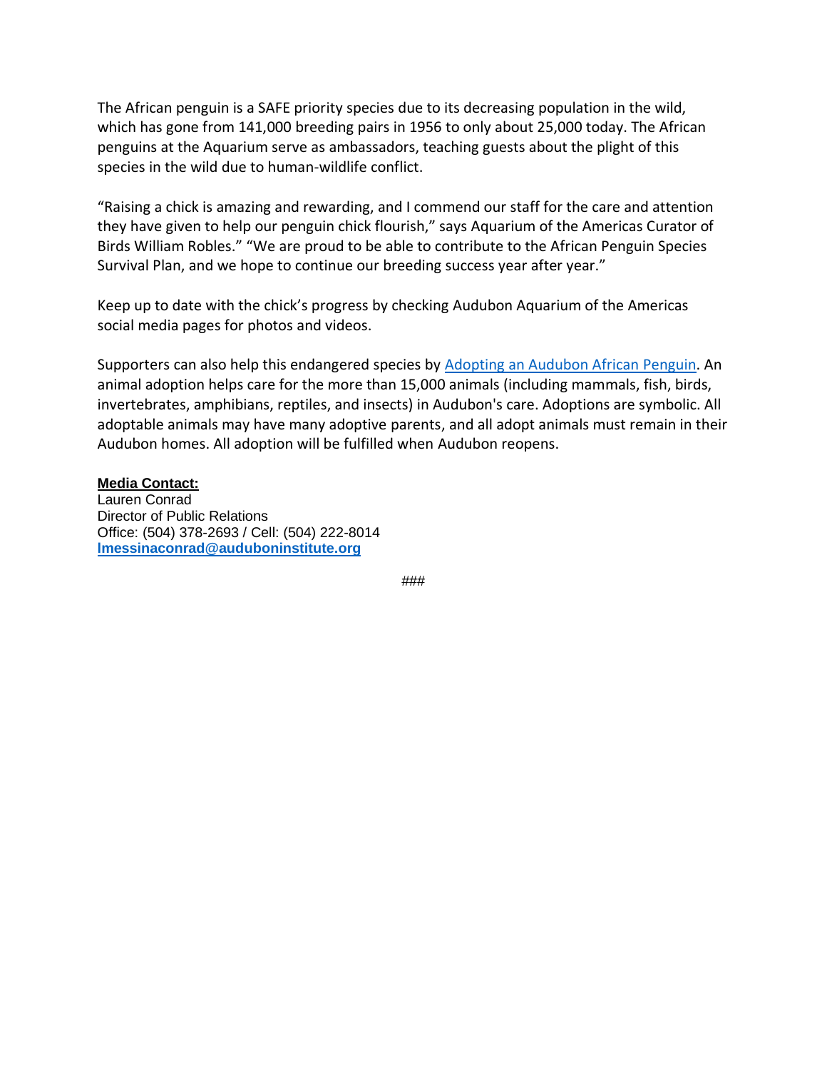The African penguin is a SAFE priority species due to its decreasing population in the wild, which has gone from 141,000 breeding pairs in 1956 to only about 25,000 today. The African penguins at the Aquarium serve as ambassadors, teaching guests about the plight of this species in the wild due to human-wildlife conflict.

"Raising a chick is amazing and rewarding, and I commend our staff for the care and attention they have given to help our penguin chick flourish," says Aquarium of the Americas Curator of Birds William Robles." "We are proud to be able to contribute to the African Penguin Species Survival Plan, and we hope to continue our breeding success year after year."

Keep up to date with the chick's progress by checking Audubon Aquarium of the Americas social media pages for photos and videos.

Supporters can also help this endangered species by [Adopting an Audubon African Penguin](). An animal adoption helps care for the more than 15,000 animals (including mammals, fish, birds, invertebrates, amphibians, reptiles, and insects) in Audubon's care. Adoptions are symbolic. All adoptable animals may have many adoptive parents, and all adopt animals must remain in their Audubon homes. All adoption will be fulfilled when Audubon reopens.

**Media Contact:**
Lauren Conrad
Director of Public Relations
Office: (504) 378-2693 / Cell: (504) 222-8014
**lmessinaconrad@auduboninstitute.org**

###